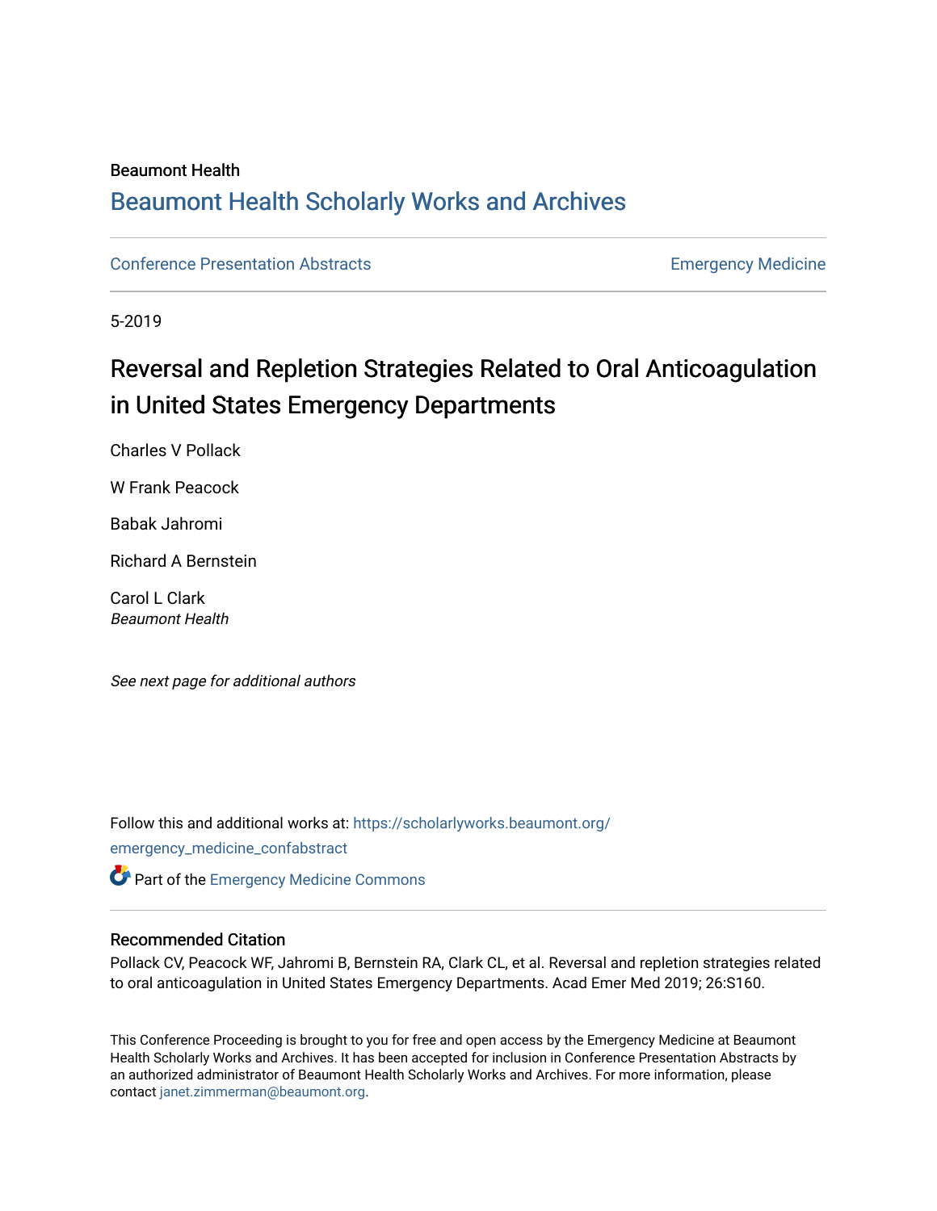Beaumont Health

# Beaumont Health Scholarly Works and Archives

Conference Presentation Abstracts | Emergency Medicine

5-2019

## Reversal and Repletion Strategies Related to Oral Anticoagulation in United States Emergency Departments

Charles V Pollack

W Frank Peacock

Babak Jahromi

Richard A Bernstein

Carol L Clark
*Beaumont Health*

*See next page for additional authors*

Follow this and additional works at: https://scholarlyworks.beaumont.org/emergency_medicine_confabstract

Part of the Emergency Medicine Commons

### Recommended Citation

Pollack CV, Peacock WF, Jahromi B, Bernstein RA, Clark CL, et al. Reversal and repletion strategies related to oral anticoagulation in United States Emergency Departments. Acad Emer Med 2019; 26:S160.

This Conference Proceeding is brought to you for free and open access by the Emergency Medicine at Beaumont Health Scholarly Works and Archives. It has been accepted for inclusion in Conference Presentation Abstracts by an authorized administrator of Beaumont Health Scholarly Works and Archives. For more information, please contact janet.zimmerman@beaumont.org.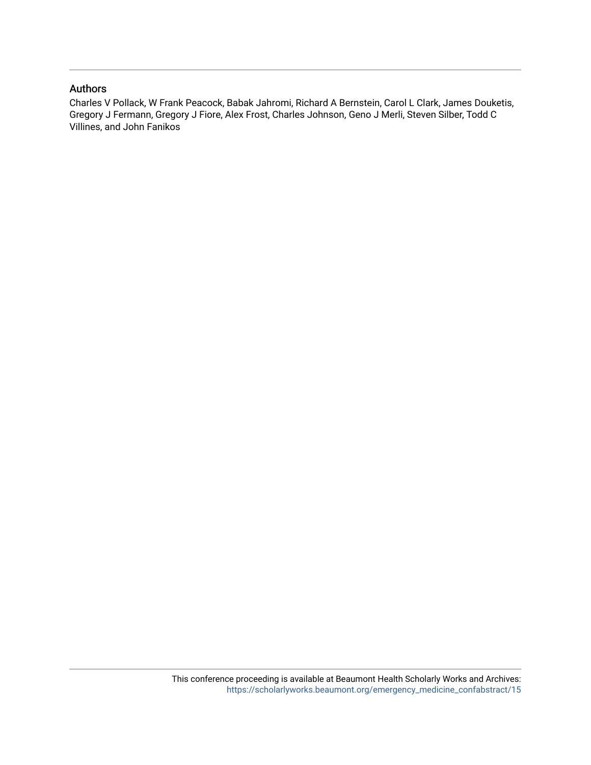## Authors

Charles V Pollack, W Frank Peacock, Babak Jahromi, Richard A Bernstein, Carol L Clark, James Douketis, Gregory J Fermann, Gregory J Fiore, Alex Frost, Charles Johnson, Geno J Merli, Steven Silber, Todd C Villines, and John Fanikos

This conference proceeding is available at Beaumont Health Scholarly Works and Archives: https://scholarlyworks.beaumont.org/emergency_medicine_confabstract/15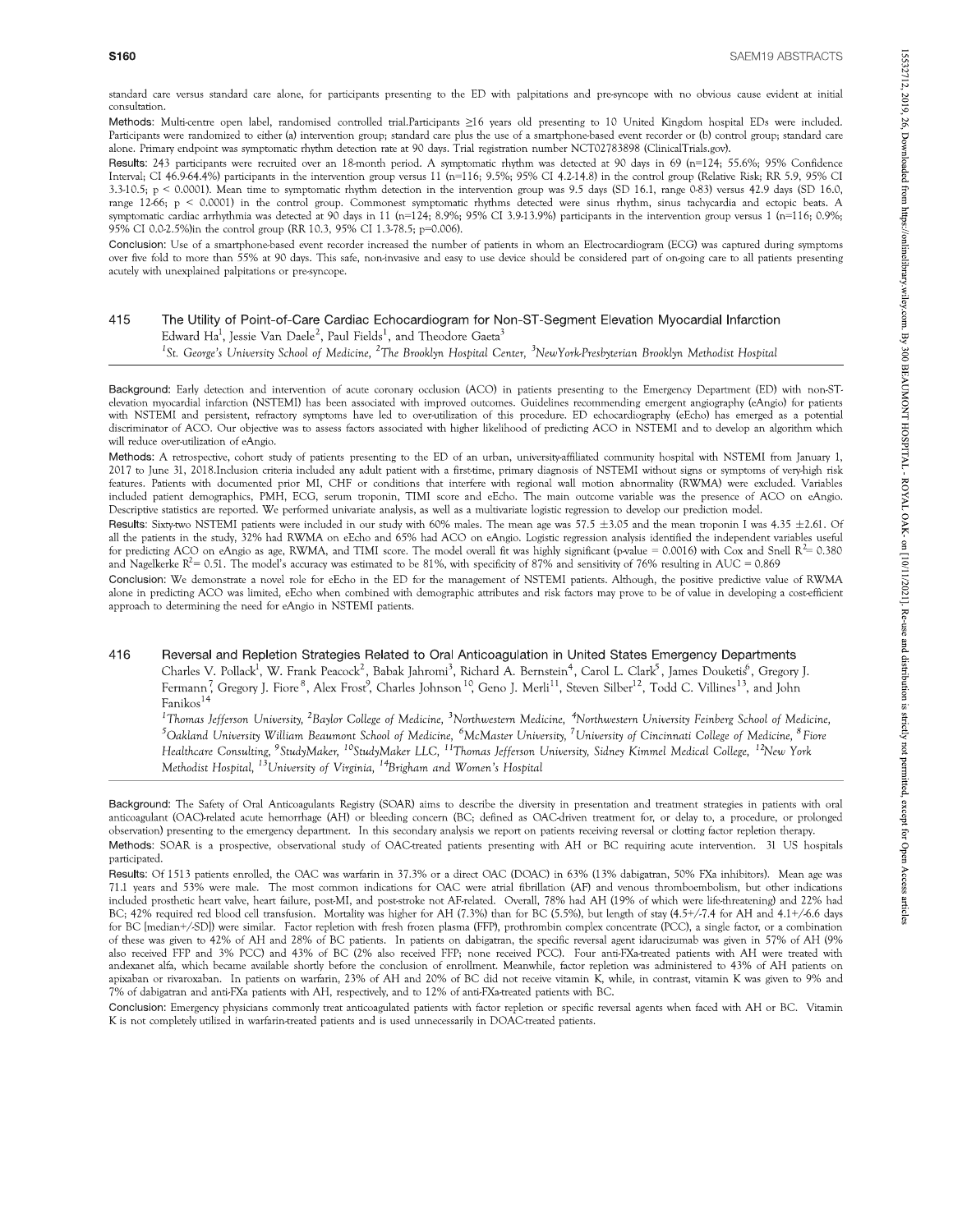standard care versus standard care alone, for participants presenting to the ED with palpitations and pre-syncope with no obvious cause evident at initial consultation.

**Methods:** Multi-centre open label, randomised controlled trial.Participants ≥16 years old presenting to 10 United Kingdom hospital EDs were included. Participants were randomized to either (a) intervention group; standard care plus the use of a smartphone-based event recorder or (b) control group; standard care alone. Primary endpoint was symptomatic rhythm detection rate at 90 days. Trial registration number NCT02783898 (ClinicalTrials.gov).

**Results:** 243 participants were recruited over an 18-month period. A symptomatic rhythm was detected at 90 days in 69 (n=124; 55.6%; 95% Confidence Interval; CI 46.9-64.4%) participants in the intervention group versus 11 (n=116; 9.5%; 95% CI 4.2-14.8) in the control group (Relative Risk; RR 5.9, 95% CI 3.3-10.5; $p < 0.0001$). Mean time to symptomatic rhythm detection in the intervention group was 9.5 days (SD 16.1, range 0-83) versus 42.9 days (SD 16.0, range 12-66; $p < 0.0001$) in the control group. Commonest symptomatic rhythms detected were sinus rhythm, sinus tachycardia and ectopic beats. A symptomatic cardiac arrhythmia was detected at 90 days in 11 (n=124; 8.9%; 95% CI 3.9-13.9%) participants in the intervention group versus 1 (n=116; 0.9%; 95% CI 0.0-2.5%)in the control group (RR 10.3, 95% CI 1.3-78.5; p=0.006).

**Conclusion:** Use of a smartphone-based event recorder increased the number of patients in whom an Electrocardiogram (ECG) was captured during symptoms over five fold to more than 55% at 90 days. This safe, non-invasive and easy to use device should be considered part of on-going care to all patients presenting acutely with unexplained palpitations or pre-syncope.

## 415 The Utility of Point-of-Care Cardiac Echocardiogram for Non-ST-Segment Elevation Myocardial Infarction

Edward Ha[1], Jessie Van Daele[2], Paul Fields[1], and Theodore Gaeta[3]

*[1]St. George's University School of Medicine, [2]The Brooklyn Hospital Center, [3]NewYork-Presbyterian Brooklyn Methodist Hospital*

**Background:** Early detection and intervention of acute coronary occlusion (ACO) in patients presenting to the Emergency Department (ED) with non-ST-elevation myocardial infarction (NSTEMI) has been associated with improved outcomes. Guidelines recommending emergent angiography (eAngio) for patients with NSTEMI and persistent, refractory symptoms have led to over-utilization of this procedure. ED echocardiography (eEcho) has emerged as a potential discriminator of ACO. Our objective was to assess factors associated with higher likelihood of predicting ACO in NSTEMI and to develop an algorithm which will reduce over-utilization of eAngio.

**Methods:** A retrospective, cohort study of patients presenting to the ED of an urban, university-affiliated community hospital with NSTEMI from January 1, 2017 to June 31, 2018.Inclusion criteria included any adult patient with a first-time, primary diagnosis of NSTEMI without signs or symptoms of very-high risk features. Patients with documented prior MI, CHF or conditions that interfere with regional wall motion abnormality (RWMA) were excluded. Variables included patient demographics, PMH, ECG, serum troponin, TIMI score and eEcho. The main outcome variable was the presence of ACO on eAngio. Descriptive statistics are reported. We performed univariate analysis, as well as a multivariate logistic regression to develop our prediction model.

**Results:** Sixty-two NSTEMI patients were included in our study with 60% males. The mean age was 57.5 ±3.05 and the mean troponin I was 4.35 ±2.61. Of all the patients in the study, 32% had RWMA on eEcho and 65% had ACO on eAngio. Logistic regression analysis identified the independent variables useful for predicting ACO on eAngio as age, RWMA, and TIMI score. The model overall fit was highly significant (p-value = 0.0016) with Cox and Snell $R^2$= 0.380 and Nagelkerke $R^2$= 0.51. The model's accuracy was estimated to be 81%, with specificity of 87% and sensitivity of 76% resulting in AUC = 0.869

**Conclusion:** We demonstrate a novel role for eEcho in the ED for the management of NSTEMI patients. Although, the positive predictive value of RWMA alone in predicting ACO was limited, eEcho when combined with demographic attributes and risk factors may prove to be of value in developing a cost-efficient approach to determining the need for eAngio in NSTEMI patients.

## 416 Reversal and Repletion Strategies Related to Oral Anticoagulation in United States Emergency Departments

Charles V. Pollack[1], W. Frank Peacock[2], Babak Jahromi[3], Richard A. Bernstein[4], Carol L. Clark[5], James Douketis[6], Gregory J. Fermann[7], Gregory J. Fiore[8], Alex Frost[9], Charles Johnson[10], Geno J. Merli[11], Steven Silber[12], Todd C. Villines[13], and John Fanikos[14]

*[1]Thomas Jefferson University, [2]Baylor College of Medicine, [3]Northwestern Medicine, [4]Northwestern University Feinberg School of Medicine, [5]Oakland University William Beaumont School of Medicine, [6]McMaster University, [7]University of Cincinnati College of Medicine, [8]Fiore Healthcare Consulting, [9]StudyMaker, [10]StudyMaker LLC, [11]Thomas Jefferson University, Sidney Kimmel Medical College, [12]New York Methodist Hospital, [13]University of Virginia, [14]Brigham and Women's Hospital*

**Background:** The Safety of Oral Anticoagulants Registry (SOAR) aims to describe the diversity in presentation and treatment strategies in patients with oral anticoagulant (OAC)-related acute hemorrhage (AH) or bleeding concern (BC; defined as OAC-driven treatment for, or delay to, a procedure, or prolonged observation) presenting to the emergency department. In this secondary analysis we report on patients receiving reversal or clotting factor repletion therapy.

**Methods:** SOAR is a prospective, observational study of OAC-treated patients presenting with AH or BC requiring acute intervention. 31 US hospitals participated.

**Results:** Of 1513 patients enrolled, the OAC was warfarin in 37.3% or a direct OAC (DOAC) in 63% (13% dabigatran, 50% FXa inhibitors). Mean age was 71.1 years and 53% were male. The most common indications for OAC were atrial fibrillation (AF) and venous thromboembolism, but other indications included prosthetic heart valve, heart failure, post-MI, and post-stroke not AF-related. Overall, 78% had AH (19% of which were life-threatening) and 22% had BC; 42% required red blood cell transfusion. Mortality was higher for AH (7.3%) than for BC (5.5%), but length of stay (4.5+/-7.4 for AH and 4.1+/-6.6 days for BC [median+/-SD]) were similar. Factor repletion with fresh frozen plasma (FFP), prothrombin complex concentrate (PCC), a single factor, or a combination of these was given to 42% of AH and 28% of BC patients. In patients on dabigatran, the specific reversal agent idarucizumab was given in 57% of AH (9% also received FFP and 3% PCC) and 43% of BC (2% also received FFP; none received PCC). Four anti-FXa-treated patients with AH were treated with andexanet alfa, which became available shortly before the conclusion of enrollment. Meanwhile, factor repletion was administered to 43% of AH patients on apixaban or rivaroxaban. In patients on warfarin, 23% of AH and 20% of BC did not receive vitamin K, while, in contrast, vitamin K was given to 9% and 7% of dabigatran and anti-FXa patients with AH, respectively, and to 12% of anti-FXa-treated patients with BC.

**Conclusion:** Emergency physicians commonly treat anticoagulated patients with factor repletion or specific reversal agents when faced with AH or BC. Vitamin K is not completely utilized in warfarin-treated patients and is used unnecessarily in DOAC-treated patients.